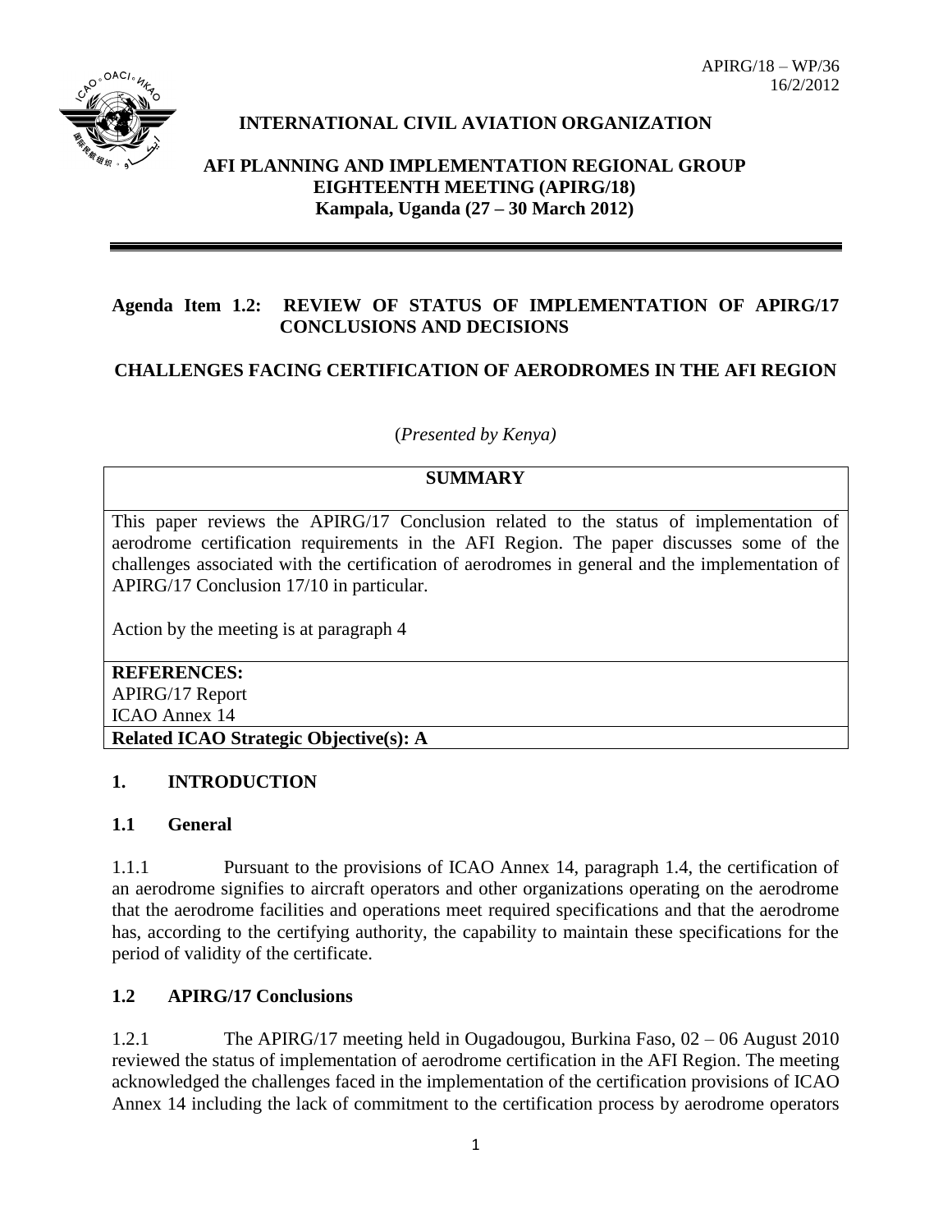APIRG/18 – WP/36
16/2/2012

**INTERNATIONAL CIVIL AVIATION ORGANIZATION**

**AFI PLANNING AND IMPLEMENTATION REGIONAL GROUP EIGHTEENTH MEETING (APIRG/18)**
**Kampala, Uganda (27 – 30 March 2012)**

---

**Agenda Item 1.2: REVIEW OF STATUS OF IMPLEMENTATION OF APIRG/17 CONCLUSIONS AND DECISIONS**

**CHALLENGES FACING CERTIFICATION OF AERODROMES IN THE AFI REGION**

(*Presented by Kenya)*

| **SUMMARY** |
|---|
| This paper reviews the APIRG/17 Conclusion related to the status of implementation of aerodrome certification requirements in the AFI Region. The paper discusses some of the challenges associated with the certification of aerodromes in general and the implementation of APIRG/17 Conclusion 17/10 in particular.<br><br>Action by the meeting is at paragraph 4 |
| **REFERENCES:**<br>APIRG/17 Report<br>ICAO Annex 14 |
| **Related ICAO Strategic Objective(s): A** |

## 1. INTRODUCTION

### 1.1 General

1.1.1 Pursuant to the provisions of ICAO Annex 14, paragraph 1.4, the certification of an aerodrome signifies to aircraft operators and other organizations operating on the aerodrome that the aerodrome facilities and operations meet required specifications and that the aerodrome has, according to the certifying authority, the capability to maintain these specifications for the period of validity of the certificate.

### 1.2 APIRG/17 Conclusions

1.2.1 The APIRG/17 meeting held in Ougadougou, Burkina Faso, 02 – 06 August 2010 reviewed the status of implementation of aerodrome certification in the AFI Region. The meeting acknowledged the challenges faced in the implementation of the certification provisions of ICAO Annex 14 including the lack of commitment to the certification process by aerodrome operators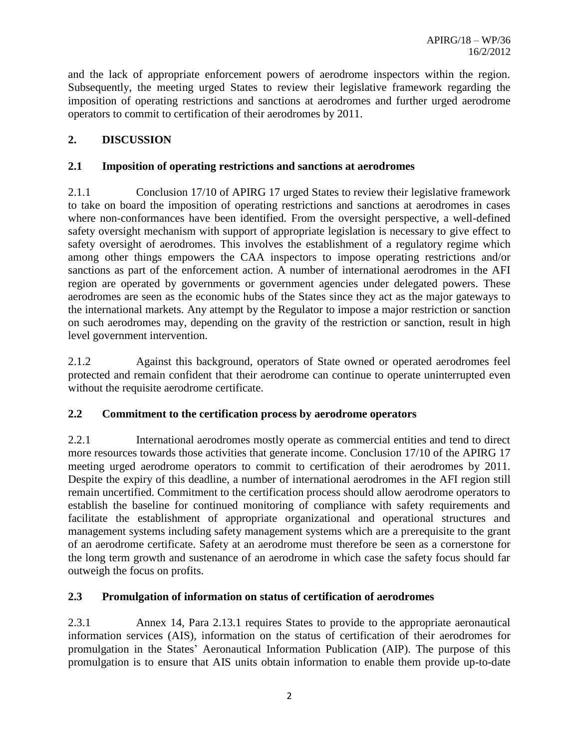and the lack of appropriate enforcement powers of aerodrome inspectors within the region. Subsequently, the meeting urged States to review their legislative framework regarding the imposition of operating restrictions and sanctions at aerodromes and further urged aerodrome operators to commit to certification of their aerodromes by 2011.

## 2. DISCUSSION

### 2.1 Imposition of operating restrictions and sanctions at aerodromes

2.1.1 Conclusion 17/10 of APIRG 17 urged States to review their legislative framework to take on board the imposition of operating restrictions and sanctions at aerodromes in cases where non-conformances have been identified. From the oversight perspective, a well-defined safety oversight mechanism with support of appropriate legislation is necessary to give effect to safety oversight of aerodromes. This involves the establishment of a regulatory regime which among other things empowers the CAA inspectors to impose operating restrictions and/or sanctions as part of the enforcement action. A number of international aerodromes in the AFI region are operated by governments or government agencies under delegated powers. These aerodromes are seen as the economic hubs of the States since they act as the major gateways to the international markets. Any attempt by the Regulator to impose a major restriction or sanction on such aerodromes may, depending on the gravity of the restriction or sanction, result in high level government intervention.

2.1.2 Against this background, operators of State owned or operated aerodromes feel protected and remain confident that their aerodrome can continue to operate uninterrupted even without the requisite aerodrome certificate.

### 2.2 Commitment to the certification process by aerodrome operators

2.2.1 International aerodromes mostly operate as commercial entities and tend to direct more resources towards those activities that generate income. Conclusion 17/10 of the APIRG 17 meeting urged aerodrome operators to commit to certification of their aerodromes by 2011. Despite the expiry of this deadline, a number of international aerodromes in the AFI region still remain uncertified. Commitment to the certification process should allow aerodrome operators to establish the baseline for continued monitoring of compliance with safety requirements and facilitate the establishment of appropriate organizational and operational structures and management systems including safety management systems which are a prerequisite to the grant of an aerodrome certificate. Safety at an aerodrome must therefore be seen as a cornerstone for the long term growth and sustenance of an aerodrome in which case the safety focus should far outweigh the focus on profits.

### 2.3 Promulgation of information on status of certification of aerodromes

2.3.1 Annex 14, Para 2.13.1 requires States to provide to the appropriate aeronautical information services (AIS), information on the status of certification of their aerodromes for promulgation in the States' Aeronautical Information Publication (AIP). The purpose of this promulgation is to ensure that AIS units obtain information to enable them provide up-to-date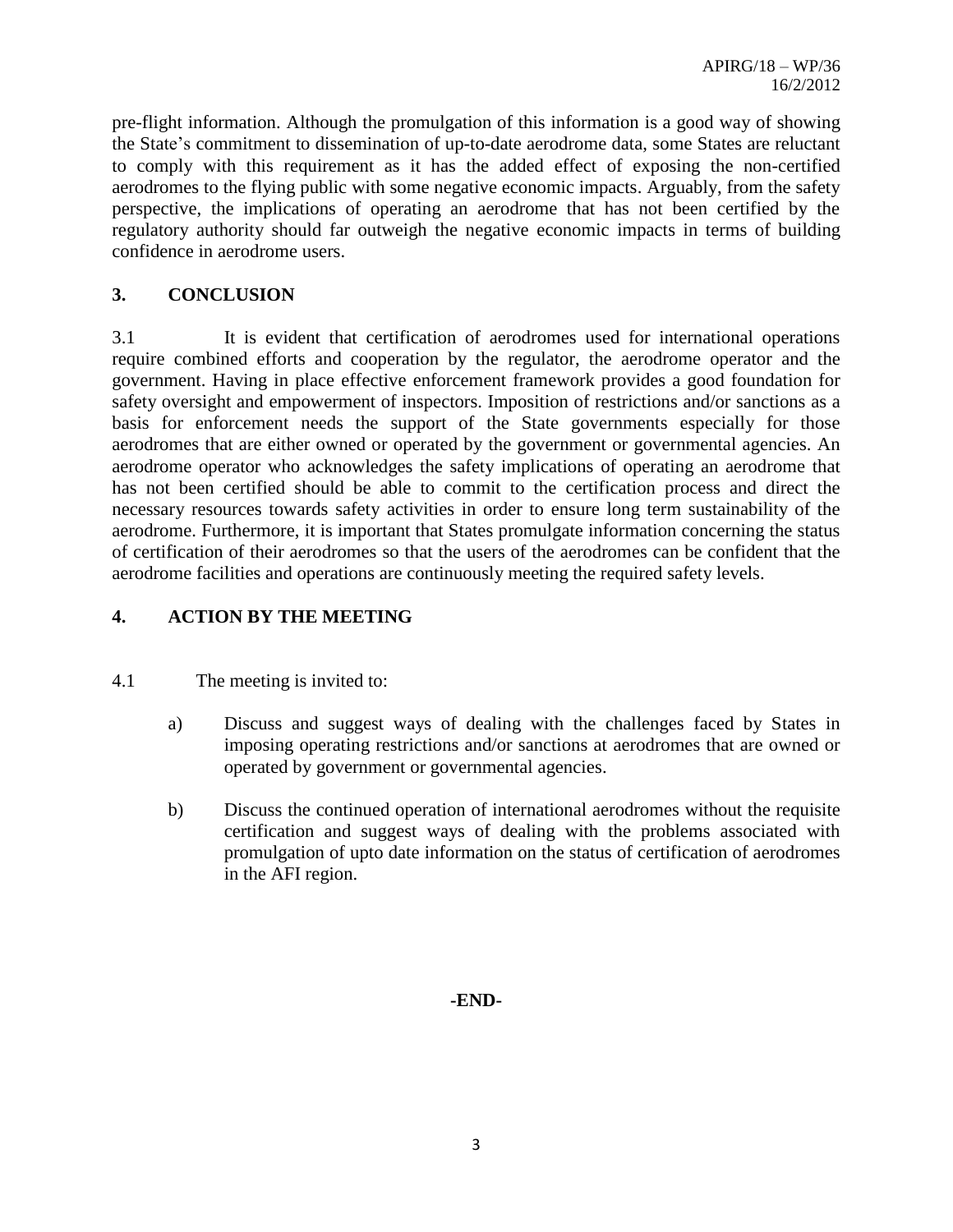pre-flight information. Although the promulgation of this information is a good way of showing the State's commitment to dissemination of up-to-date aerodrome data, some States are reluctant to comply with this requirement as it has the added effect of exposing the non-certified aerodromes to the flying public with some negative economic impacts. Arguably, from the safety perspective, the implications of operating an aerodrome that has not been certified by the regulatory authority should far outweigh the negative economic impacts in terms of building confidence in aerodrome users.

## 3. CONCLUSION

3.1 It is evident that certification of aerodromes used for international operations require combined efforts and cooperation by the regulator, the aerodrome operator and the government. Having in place effective enforcement framework provides a good foundation for safety oversight and empowerment of inspectors. Imposition of restrictions and/or sanctions as a basis for enforcement needs the support of the State governments especially for those aerodromes that are either owned or operated by the government or governmental agencies. An aerodrome operator who acknowledges the safety implications of operating an aerodrome that has not been certified should be able to commit to the certification process and direct the necessary resources towards safety activities in order to ensure long term sustainability of the aerodrome. Furthermore, it is important that States promulgate information concerning the status of certification of their aerodromes so that the users of the aerodromes can be confident that the aerodrome facilities and operations are continuously meeting the required safety levels.

## 4. ACTION BY THE MEETING

4.1 The meeting is invited to:

a) Discuss and suggest ways of dealing with the challenges faced by States in imposing operating restrictions and/or sanctions at aerodromes that are owned or operated by government or governmental agencies.

b) Discuss the continued operation of international aerodromes without the requisite certification and suggest ways of dealing with the problems associated with promulgation of upto date information on the status of certification of aerodromes in the AFI region.

**-END-**